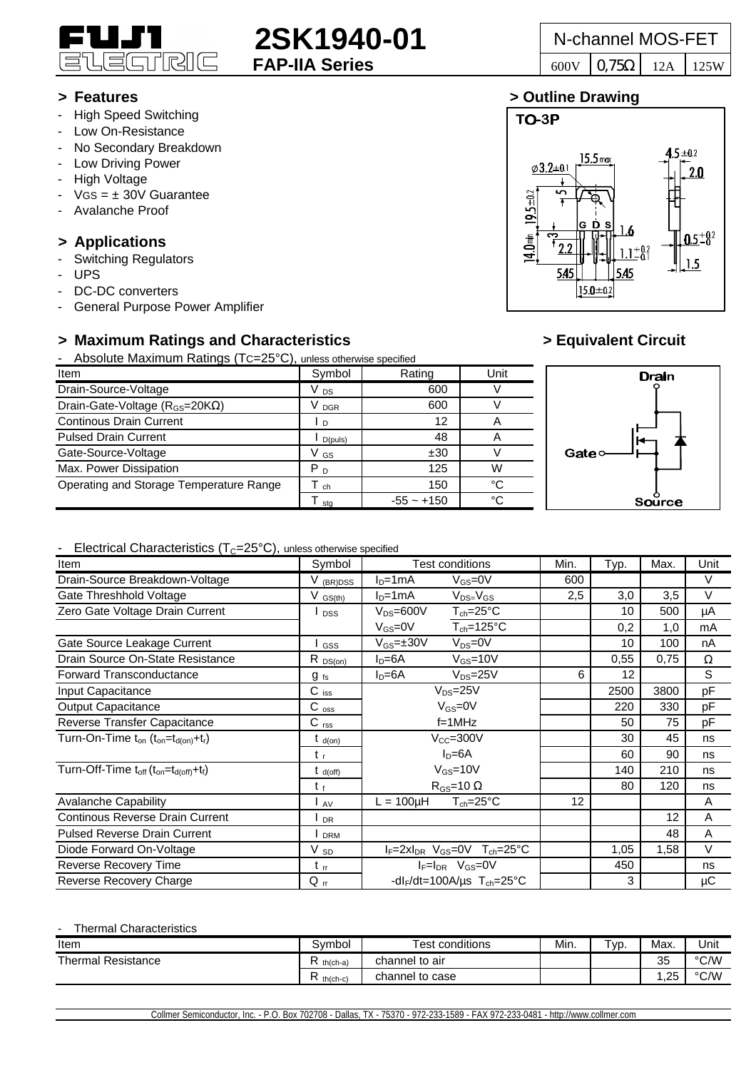# 2SK1940-01

**FAP-IIA Series**

| N-channel MOS-FET | | | |
|---|---|---|---|
| 600V | 0,75Ω | 12A | 125W |

## > Features

- High Speed Switching
- Low On-Resistance
- No Secondary Breakdown
- Low Driving Power
- High Voltage
- $V_{GS}$ = ± 30V Guarantee
- Avalanche Proof

## > Applications

- Switching Regulators
- UPS
- DC-DC converters
- General Purpose Power Amplifier

## > Outline Drawing

TO-3P

## > Maximum Ratings and Characteristics

- Absolute Maximum Ratings ($T_C$=25°C), unless otherwise specified

| Item | Symbol | Rating | Unit |
|---|---|---|---|
| Drain-Source-Voltage | $V_{DS}$ | 600 | V |
| Drain-Gate-Voltage ($R_{GS}$=20KΩ) | $V_{DGR}$ | 600 | V |
| Continous Drain Current | $I_D$ | 12 | A |
| Pulsed Drain Current | $I_{D(puls)}$ | 48 | A |
| Gate-Source-Voltage | $V_{GS}$ | ±30 | V |
| Max. Power Dissipation | $P_D$ | 125 | W |
| Operating and Storage Temperature Range | $T_{ch}$ | 150 | °C |
| | $T_{stg}$ | -55 ~ +150 | °C |

## > Equivalent Circuit

Drain

Gate

Source

- Electrical Characteristics ($T_C$=25°C), unless otherwise specified

| Item | Symbol | Test conditions | | Min. | Typ. | Max. | Unit |
|---|---|---|---|---|---|---|---|
| Drain-Source Breakdown-Voltage | $V_{(BR)DSS}$ | $I_D$=1mA | $V_{GS}$=0V | 600 | | | V |
| Gate Threshhold Voltage | $V_{GS(th)}$ | $I_D$=1mA | $V_{DS}$=$V_{GS}$ | 2,5 | 3,0 | 3,5 | V |
| Zero Gate Voltage Drain Current | $I_{DSS}$ | $V_{DS}$=600V | $T_{ch}$=25°C | | 10 | 500 | µA |
| | | $V_{GS}$=0V | $T_{ch}$=125°C | | 0,2 | 1,0 | mA |
| Gate Source Leakage Current | $I_{GSS}$ | $V_{GS}$=±30V | $V_{DS}$=0V | | 10 | 100 | nA |
| Drain Source On-State Resistance | $R_{DS(on)}$ | $I_D$=6A | $V_{GS}$=10V | | 0,55 | 0,75 | Ω |
| Forward Transconductance | $g_{fs}$ | $I_D$=6A | $V_{DS}$=25V | 6 | 12 | | S |
| Input Capacitance | $C_{iss}$ | $V_{DS}$=25V | | | 2500 | 3800 | pF |
| Output Capacitance | $C_{oss}$ | $V_{GS}$=0V | | | 220 | 330 | pF |
| Reverse Transfer Capacitance | $C_{rss}$ | f=1MHz | | | 50 | 75 | pF |
| Turn-On-Time $t_{on}$ ($t_{on}$=$t_{d(on)}$+$t_r$) | $t_{d(on)}$ | $V_{CC}$=300V | | | 30 | 45 | ns |
| | $t_r$ | $I_D$=6A | | | 60 | 90 | ns |
| Turn-Off-Time $t_{off}$ ($t_{on}$=$t_{d(off)}$+$t_f$) | $t_{d(off)}$ | $V_{GS}$=10V | | | 140 | 210 | ns |
| | $t_f$ | $R_{GS}$=10 Ω | | | 80 | 120 | ns |
| Avalanche Capability | $I_{AV}$ | L = 100µH | $T_{ch}$=25°C | 12 | | | A |
| Continous Reverse Drain Current | $I_{DR}$ | | | | | 12 | A |
| Pulsed Reverse Drain Current | $I_{DRM}$ | | | | | 48 | A |
| Diode Forward On-Voltage | $V_{SD}$ | $I_F$=2x$I_{DR}$ $V_{GS}$=0V $T_{ch}$=25°C | | | 1,05 | 1,58 | V |
| Reverse Recovery Time | $t_{rr}$ | $I_F$=$I_{DR}$ $V_{GS}$=0V | | | 450 | | ns |
| Reverse Recovery Charge | $Q_{rr}$ | -d$I_F$/dt=100A/µs $T_{ch}$=25°C | | | 3 | | µC |

- Thermal Characteristics

| Item | Symbol | Test conditions | Min. | Typ. | Max. | Unit |
|---|---|---|---|---|---|---|
| Thermal Resistance | $R_{th(ch-a)}$ | channel to air | | | 35 | °C/W |
| | $R_{th(ch-c)}$ | channel to case | | | 1,25 | °C/W |

Collmer Semiconductor, Inc. - P.O. Box 702708 - Dallas, TX - 75370 - 972-233-1589 - FAX 972-233-0481 - http://www.collmer.com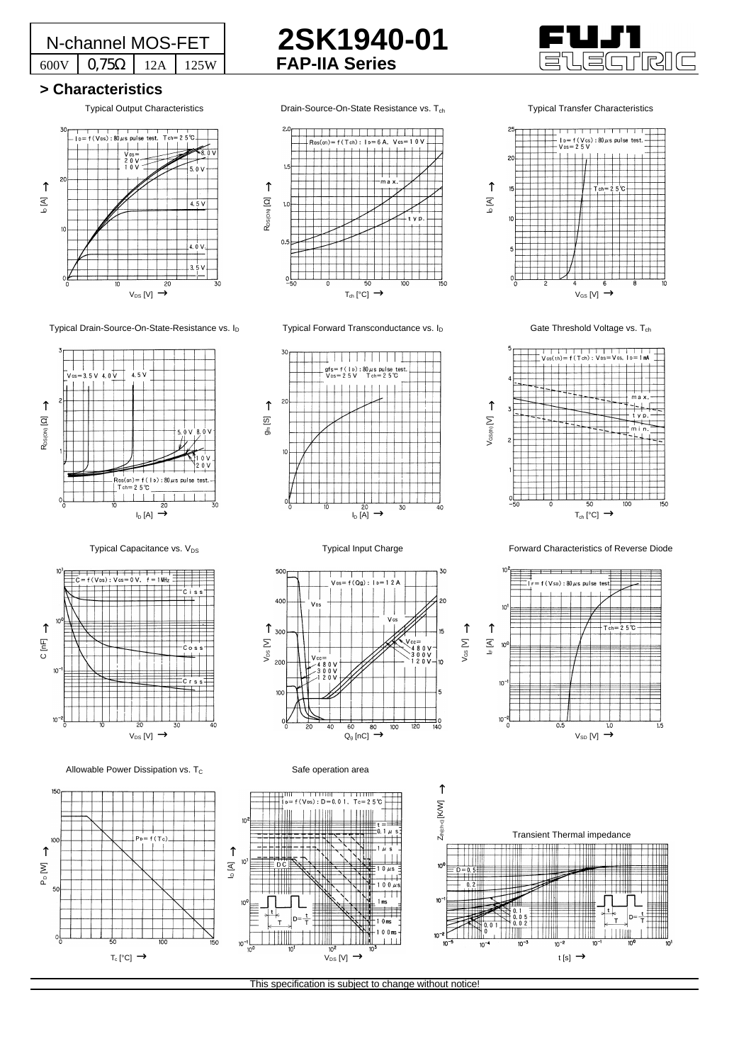| N-channel MOS-FET | | | |
| --- | --- | --- | --- |
| 600V | 0,75Ω | 12A | 125W |

# 2SK1940-01

**FAP-IIA Series**

FUJI ELECTRIC

## > Characteristics

Typical Output Characteristics

$I_D = f(V_{DS})$ : 80 µs pulse test. $T_{ch}$ = 25 °C

$V_{GS}$ = 20 V, 10 V, 8.0 V, 5.0 V, 4.5 V, 4.0 V, 3.5 V

$I_D$ [A] →

$V_{DS}$ [V] →

Drain-Source-On-State Resistance vs. $T_{ch}$

$R_{DS(on)} = f(T_{ch})$ : $I_D$ = 6 A, $V_{GS}$ = 10 V

max.

typ.

$R_{DS(ON)}$ [Ω] →

$T_{ch}$ [°C] →

Typical Transfer Characteristics

$I_D = f(V_{GS})$ : 80 µs pulse test. $V_{DS}$ = 25 V

$T_{ch}$ = 25 °C

$I_D$ [A] →

$V_{GS}$ [V] →

Typical Drain-Source-On-State-Resistance vs. $I_D$

$V_{GS}$ = 3.5 V, 4.0 V, 4.5 V, 5.0 V, 8.0 V, 10 V, 20 V

$R_{DS(on)} = f(I_D)$ : 80 µs pulse test. $T_{ch}$ = 25 °C

$R_{DS(ON)}$ [Ω] →

$I_D$ [A] →

Typical Forward Transconductance vs. $I_D$

$g_{fs} = f(I_D)$ : 80 µs pulse test. $V_{DS}$ = 25 V, $T_{ch}$ = 25 °C

$g_{fs}$ [S] →

$I_D$ [A] →

Gate Threshold Voltage vs. $T_{ch}$

$V_{GS(th)} = f(T_{ch})$ : $V_{DS} = V_{GS}$, $I_D$ = 1 mA

max.

typ.

min.

$V_{GS(th)}$ [V] →

$T_{ch}$ [°C] →

Typical Capacitance vs. $V_{DS}$

$C = f(V_{DS})$ : $V_{GS}$ = 0 V, f = 1 MHz

Ciss

Coss

Crss

C [nF] →

$V_{DS}$ [V] →

Typical Input Charge

$V_{GS} = f(Q_g)$ : $I_D$ = 12 A

$V_{DS}$

$V_{GS}$

$V_{CC}$ = 480 V, 300 V, 120 V

$V_{DS}$ [V] →

$V_{GS}$ [V] →

$Q_g$ [nC] →

Forward Characteristics of Reverse Diode

$I_F = f(V_{SD})$ : 80 µs pulse test

$T_{ch}$ = 25 °C

$I_F$ [A] →

$V_{SD}$ [V] →

Allowable Power Dissipation vs. $T_C$

$P_D = f(T_C)$

$P_D$ [W] →

$T_C$ [°C] →

Safe operation area

$I_D = f(V_{DS})$ : D = 0.01, $T_C$ = 25 °C

t = 0.1 µs, 1 µs, 10 µs, 100 µs, 1 ms, 10 ms, 100 ms

DC

$D = \frac{t}{T}$

$I_D$ [A] →

$V_{DS}$ [V] →

Transient Thermal impedance

D = 0.5, 0.2, 0.1, 0.05, 0.02, 0.01, 0

$D = \frac{t}{T}$

$Z_{th(ch-c)}$ [K/W] →

t [s] →

This specification is subject to change without notice!